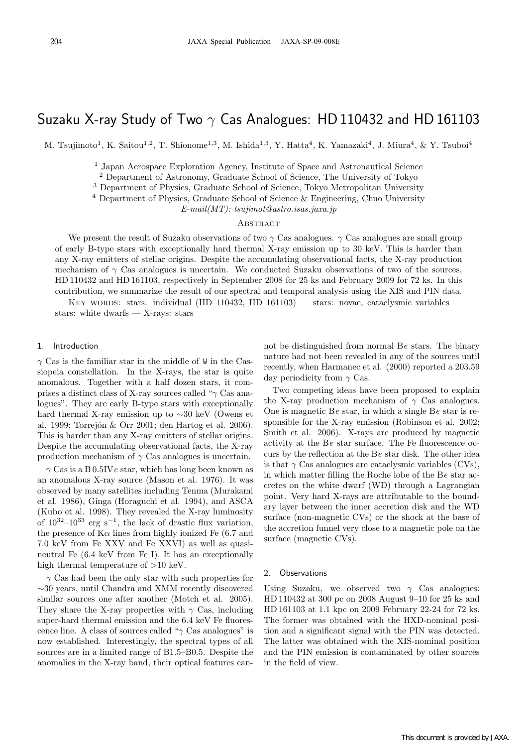# Suzaku X-ray Study of Two $\gamma$ Cas Analogues: HD 110432 and HD 161103

M. Tsujimoto[1], K. Saitou[1,2], T. Shionome[1,3], M. Ishida[1,3], Y. Hatta[4], K. Yamazaki[4], J. Miura[4], & Y. Tsuboi[4]

[1] Japan Aerospace Exploration Agency, Institute of Space and Astronautical Science

[2] Department of Astronomy, Graduate School of Science, The University of Tokyo

[3] Department of Physics, Graduate School of Science, Tokyo Metropolitan University

[4] Department of Physics, Graduate School of Science & Engineering, Chuo University

*E-mail(MT): tsujimot@astro.isas.jaxa.jp*

## Abstract

We present the result of Suzaku observations of two $\gamma$ Cas analogues. $\gamma$ Cas analogues are small group of early B-type stars with exceptionally hard thermal X-ray emission up to 30 keV. This is harder than any X-ray emitters of stellar origins. Despite the accumulating observational facts, the X-ray production mechanism of $\gamma$ Cas analogues is uncertain. We conducted Suzaku observations of two of the sources, HD 110432 and HD 161103, respectively in September 2008 for 25 ks and February 2009 for 72 ks. In this contribution, we summarize the result of our spectral and temporal analysis using the XIS and PIN data.

Key words: stars: individual (HD 110432, HD 161103) — stars: novae, cataclysmic variables — stars: white dwarfs — X-rays: stars

## 1. Introduction

$\gamma$ Cas is the familiar star in the middle of W in the Cassiopeia constellation. In the X-rays, the star is quite anomalous. Together with a half dozen stars, it comprises a distinct class of X-ray sources called "$\gamma$ Cas analogues". They are early B-type stars with exceptionally hard thermal X-ray emission up to ~30 keV (Owens et al. 1999; Torrejón & Orr 2001; den Hartog et al. 2006). This is harder than any X-ray emitters of stellar origins. Despite the accumulating observational facts, the X-ray production mechanism of $\gamma$ Cas analogues is uncertain.

$\gamma$ Cas is a B 0.5IV*e* star, which has long been known as an anomalous X-ray source (Mason et al. 1976). It was observed by many satellites including Tenma (Murakami et al. 1986), Ginga (Horaguchi et al. 1994), and ASCA (Kubo et al. 1998). They revealed the X-ray luminosity of $10^{32}$–$10^{33}$ erg s$^{-1}$, the lack of drastic flux variation, the presence of K$\alpha$ lines from highly ionized Fe (6.7 and 7.0 keV from Fe XXV and Fe XXVI) as well as quasi-neutral Fe (6.4 keV from Fe I). It has an exceptionally high thermal temperature of >10 keV.

$\gamma$ Cas had been the only star with such properties for ~30 years, until Chandra and XMM recently discovered similar sources one after another (Motch et al. 2005). They share the X-ray properties with $\gamma$ Cas, including super-hard thermal emission and the 6.4 keV Fe fluorescence line. A class of sources called "$\gamma$ Cas analogues" is now established. Interestingly, the spectral types of all sources are in a limited range of B1.5–B0.5. Despite the anomalies in the X-ray band, their optical features cannot be distinguished from normal B*e* stars. The binary nature had not been revealed in any of the sources until recently, when Harmanec et al. (2000) reported a 203.59 day periodicity from $\gamma$ Cas.

Two competing ideas have been proposed to explain the X-ray production mechanism of $\gamma$ Cas analogues. One is magnetic B*e* star, in which a single B*e* star is responsible for the X-ray emission (Robinson et al. 2002; Smith et al. 2006). X-rays are produced by magnetic activity at the B*e* star surface. The Fe fluorescence occurs by the reflection at the B*e* star disk. The other idea is that $\gamma$ Cas analogues are cataclysmic variables (CVs), in which matter filling the Roche lobe of the B*e* star accretes on the white dwarf (WD) through a Lagrangian point. Very hard X-rays are attributable to the boundary layer between the inner accretion disk and the WD surface (non-magnetic CVs) or the shock at the base of the accretion funnel very close to a magnetic pole on the surface (magnetic CVs).

## 2. Observations

Using Suzaku, we observed two $\gamma$ Cas analogues: HD 110432 at 300 pc on 2008 August 9–10 for 25 ks and HD 161103 at 1.1 kpc on 2009 February 22-24 for 72 ks. The former was obtained with the HXD-nominal position and a significant signal with the PIN was detected. The latter was obtained with the XIS-nominal position and the PIN emission is contaminated by other sources in the field of view.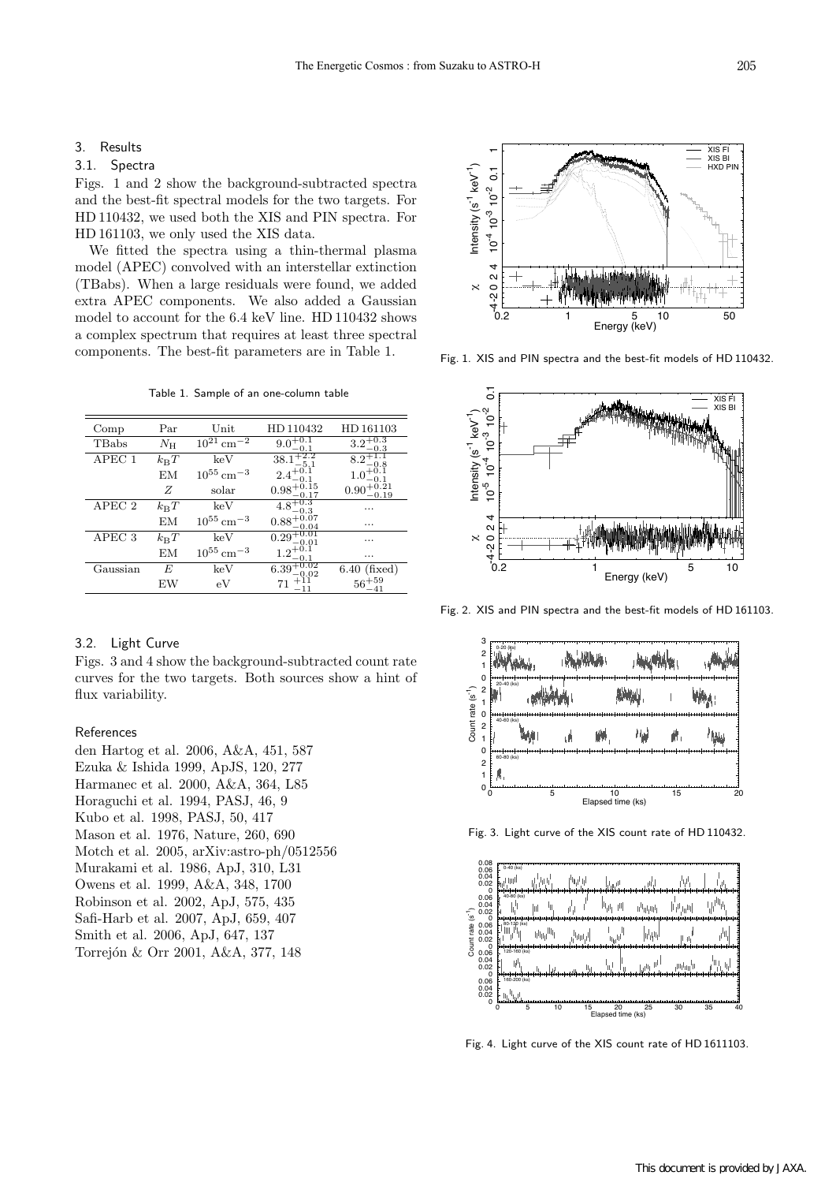## 3. Results

### 3.1. Spectra

Figs. 1 and 2 show the background-subtracted spectra and the best-fit spectral models for the two targets. For HD 110432, we used both the XIS and PIN spectra. For HD 161103, we only used the XIS data.

We fitted the spectra using a thin-thermal plasma model (APEC) convolved with an interstellar extinction (TBabs). When a large residuals were found, we added extra APEC components. We also added a Gaussian model to account for the 6.4 keV line. HD 110432 shows a complex spectrum that requires at least three spectral components. The best-fit parameters are in Table 1.

Table 1. Sample of an one-column table

| Comp | Par | Unit | HD 110432 | HD 161103 |
|---|---|---|---|---|
| TBabs | $N_{\rm H}$ | $10^{21}$ cm$^{-2}$ | $9.0^{+0.1}_{-0.1}$ | $3.2^{+0.3}_{-0.3}$ |
| APEC 1 | $k_{\rm B}T$ | keV | $38.1^{+2.2}_{-5.1}$ | $8.2^{+1.1}_{-0.8}$ |
| | EM | $10^{55}$ cm$^{-3}$ | $2.4^{+0.1}_{-0.1}$ | $1.0^{+0.1}_{-0.1}$ |
| | $Z$ | solar | $0.98^{+0.15}_{-0.17}$ | $0.90^{+0.21}_{-0.19}$ |
| APEC 2 | $k_{\rm B}T$ | keV | $4.8^{+0.3}_{-0.3}$ | ... |
| | EM | $10^{55}$ cm$^{-3}$ | $0.88^{+0.07}_{-0.04}$ | ... |
| APEC 3 | $k_{\rm B}T$ | keV | $0.29^{+0.01}_{-0.01}$ | ... |
| | EM | $10^{55}$ cm$^{-3}$ | $1.2^{+0.1}_{-0.1}$ | ... |
| Gaussian | $E$ | keV | $6.39^{+0.02}_{-0.02}$ | 6.40 (fixed) |
| | EW | eV | $71^{+11}_{-11}$ | $56^{+59}_{-41}$ |

Fig. 1. XIS and PIN spectra and the best-fit models of HD 110432.

Fig. 2. XIS and PIN spectra and the best-fit models of HD 161103.

### 3.2. Light Curve

Figs. 3 and 4 show the background-subtracted count rate curves for the two targets. Both sources show a hint of flux variability.

Fig. 3. Light curve of the XIS count rate of HD 110432.

Fig. 4. Light curve of the XIS count rate of HD 1611103.

### References

den Hartog et al. 2006, A&A, 451, 587
Ezuka & Ishida 1999, ApJS, 120, 277
Harmanec et al. 2000, A&A, 364, L85
Horaguchi et al. 1994, PASJ, 46, 9
Kubo et al. 1998, PASJ, 50, 417
Mason et al. 1976, Nature, 260, 690
Motch et al. 2005, arXiv:astro-ph/0512556
Murakami et al. 1986, ApJ, 310, L31
Owens et al. 1999, A&A, 348, 1700
Robinson et al. 2002, ApJ, 575, 435
Safi-Harb et al. 2007, ApJ, 659, 407
Smith et al. 2006, ApJ, 647, 137
Torrejón & Orr 2001, A&A, 377, 148